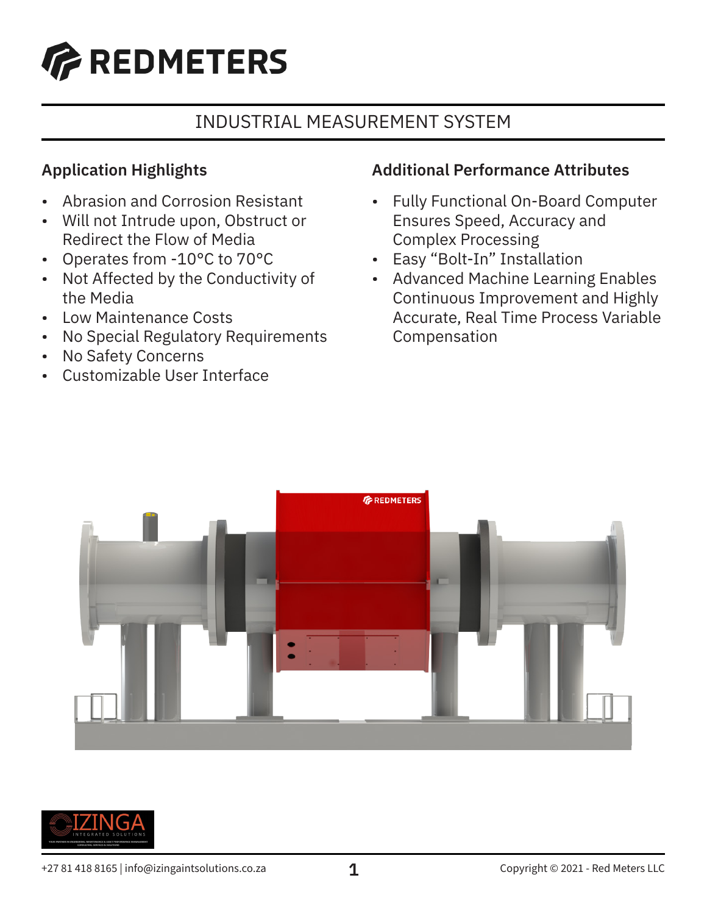# REDMETERS

## INDUSTRIAL MEASUREMENT SYSTEM

### Application Highlights

- Abrasion and Corrosion Resistant
- Will not Intrude upon, Obstruct or Redirect the Flow of Media
- Operates from -10°C to 70°C
- Not Affected by the Conductivity of the Media
- Low Maintenance Costs
- No Special Regulatory Requirements
- No Safety Concerns
- Customizable User Interface

### Additional Performance Attributes

- Fully Functional On-Board Computer Ensures Speed, Accuracy and Complex Processing
- Easy "Bolt-In" Installation
- Advanced Machine Learning Enables Continuous Improvement and Highly Accurate, Real Time Process Variable Compensation

+27 81 418 8165 | info@izingaintsolutions.co.za

Copyright © 2021 - Red Meters LLC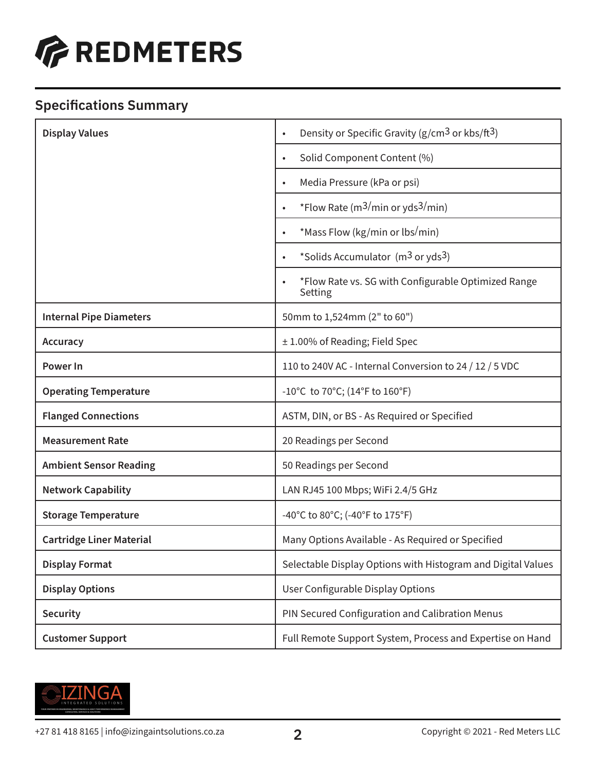# REDMETERS

## Specifications Summary

| | |
|---|---|
| **Display Values** | • Density or Specific Gravity (g/cm$^3$ or kbs/ft$^3$) |
| | • Solid Component Content (%) |
| | • Media Pressure (kPa or psi) |
| | • *Flow Rate (m$^3$/min or yds$^3$/min) |
| | • *Mass Flow (kg/min or lbs/min) |
| | • *Solids Accumulator (m$^3$ or yds$^3$) |
| | • *Flow Rate vs. SG with Configurable Optimized Range Setting |
| **Internal Pipe Diameters** | 50mm to 1,524mm (2" to 60") |
| **Accuracy** | ± 1.00% of Reading; Field Spec |
| **Power In** | 110 to 240V AC - Internal Conversion to 24 / 12 / 5 VDC |
| **Operating Temperature** | -10°C to 70°C; (14°F to 160°F) |
| **Flanged Connections** | ASTM, DIN, or BS - As Required or Specified |
| **Measurement Rate** | 20 Readings per Second |
| **Ambient Sensor Reading** | 50 Readings per Second |
| **Network Capability** | LAN RJ45 100 Mbps; WiFi 2.4/5 GHz |
| **Storage Temperature** | -40°C to 80°C; (-40°F to 175°F) |
| **Cartridge Liner Material** | Many Options Available - As Required or Specified |
| **Display Format** | Selectable Display Options with Histogram and Digital Values |
| **Display Options** | User Configurable Display Options |
| **Security** | PIN Secured Configuration and Calibration Menus |
| **Customer Support** | Full Remote Support System, Process and Expertise on Hand |

IZINGA INTEGRATED SOLUTIONS

+27 81 418 8165 | info@izingaintsolutions.co.za

Copyright © 2021 - Red Meters LLC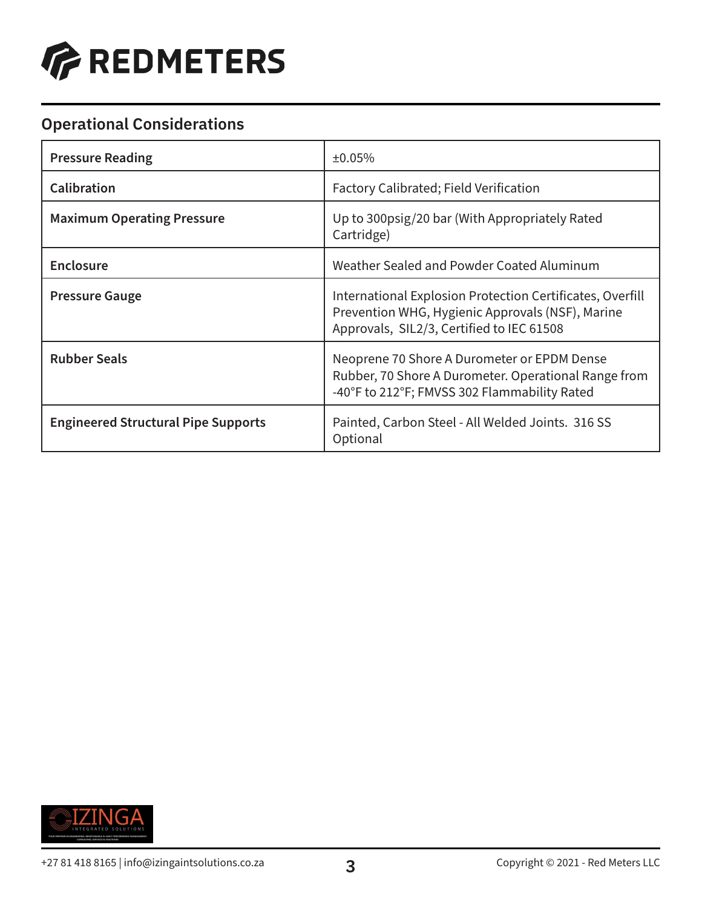## Operational Considerations

| Pressure Reading | ±0.05% |
|---|---|
| Calibration | Factory Calibrated; Field Verification |
| Maximum Operating Pressure | Up to 300psig/20 bar (With Appropriately Rated Cartridge) |
| Enclosure | Weather Sealed and Powder Coated Aluminum |
| Pressure Gauge | International Explosion Protection Certificates, Overfill Prevention WHG, Hygienic Approvals (NSF), Marine Approvals, SIL2/3, Certified to IEC 61508 |
| Rubber Seals | Neoprene 70 Shore A Durometer or EPDM Dense Rubber, 70 Shore A Durometer. Operational Range from -40°F to 212°F; FMVSS 302 Flammability Rated |
| Engineered Structural Pipe Supports | Painted, Carbon Steel - All Welded Joints. 316 SS Optional |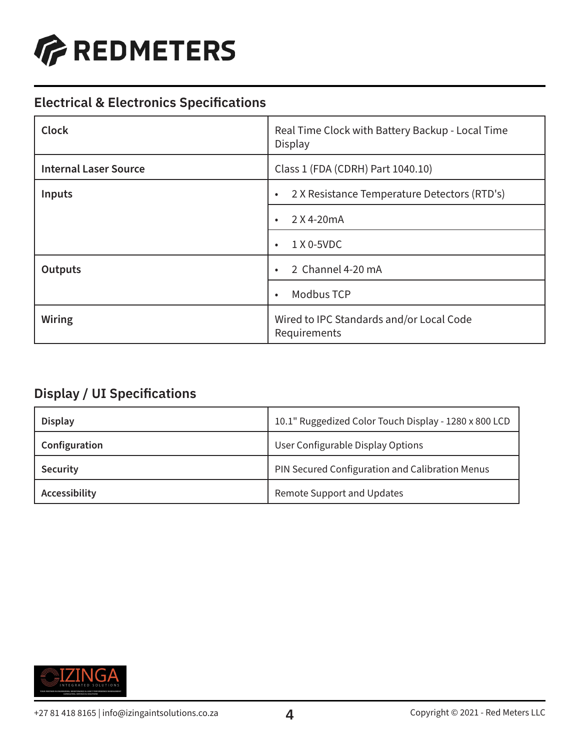# REDMETERS

## Electrical & Electronics Specifications

| | |
|---|---|
| **Clock** | Real Time Clock with Battery Backup - Local Time Display |
| **Internal Laser Source** | Class 1 (FDA (CDRH) Part 1040.10) |
| **Inputs** | • 2 X Resistance Temperature Detectors (RTD's) |
| | • 2 X 4-20mA |
| | • 1 X 0-5VDC |
| **Outputs** | • 2 Channel 4-20 mA |
| | • Modbus TCP |
| **Wiring** | Wired to IPC Standards and/or Local Code Requirements |

## Display / UI Specifications

| | |
|---|---|
| **Display** | 10.1" Ruggedized Color Touch Display - 1280 x 800 LCD |
| **Configuration** | User Configurable Display Options |
| **Security** | PIN Secured Configuration and Calibration Menus |
| **Accessibility** | Remote Support and Updates |

IZINGA
INTEGRATED SOLUTIONS

+27 81 418 8165 | info@izingaintsolutions.co.za

Copyright © 2021 - Red Meters LLC